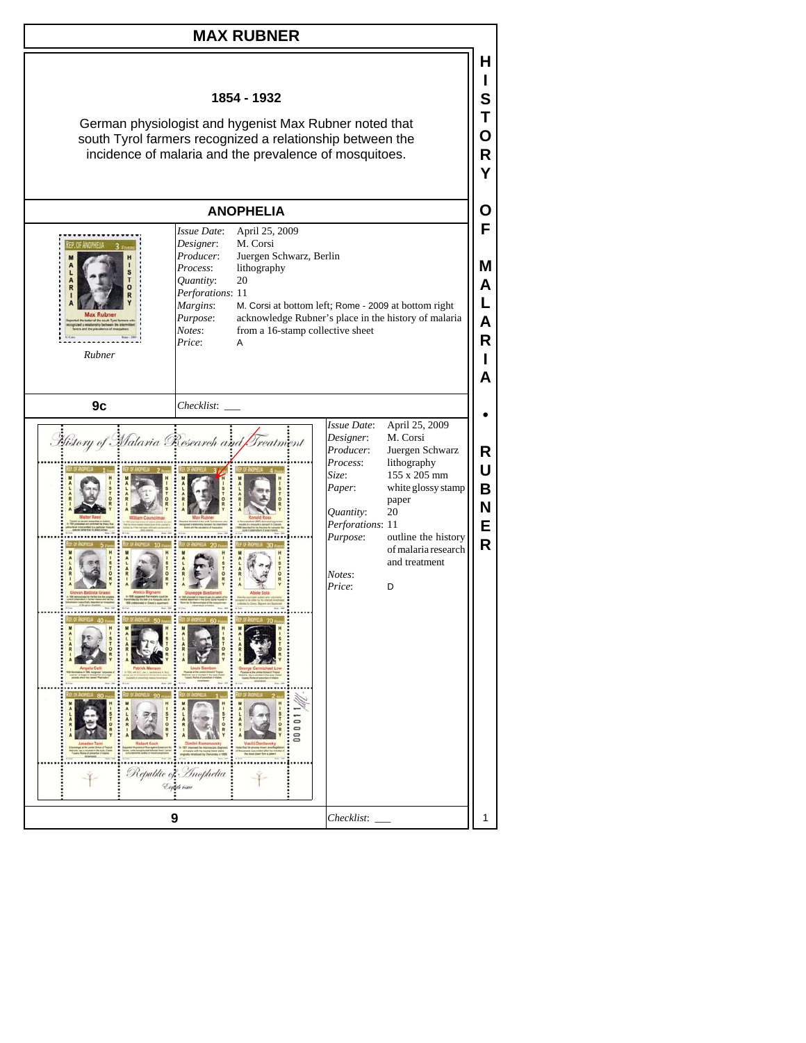# MAX RUBNER

**1854 - 1932**

German physiologist and hygenist Max Rubner noted that south Tyrol farmers recognized a relationship between the incidence of malaria and the prevalence of mosquitoes.

## ANOPHELIA

*Rubner*

| | |
|---|---|
| *Issue Date*: | April 25, 2009 |
| *Designer*: | M. Corsi |
| *Producer*: | Juergen Schwarz, Berlin |
| *Process*: | lithography |
| *Quantity*: | 20 |
| *Perforations*: | 11 |
| *Margins*: | M. Corsi at bottom left; Rome - 2009 at bottom right |
| *Purpose*: | acknowledge Rubner's place in the history of malaria |
| *Notes*: | from a 16-stamp collective sheet |
| *Price*: | A |

**9c**

*Checklist*: ___

| | |
|---|---|
| *Issue Date*: | April 25, 2009 |
| *Designer*: | M. Corsi |
| *Producer*: | Juergen Schwarz |
| *Process*: | lithography |
| *Size*: | 155 x 205 mm |
| *Paper*: | white glossy stamp paper |
| *Quantity*: | 20 |
| *Perforations*: | 11 |
| *Purpose*: | outline the history of malaria research and treatment |
| *Notes*: | |
| *Price*: | D |

**9**

*Checklist*: ___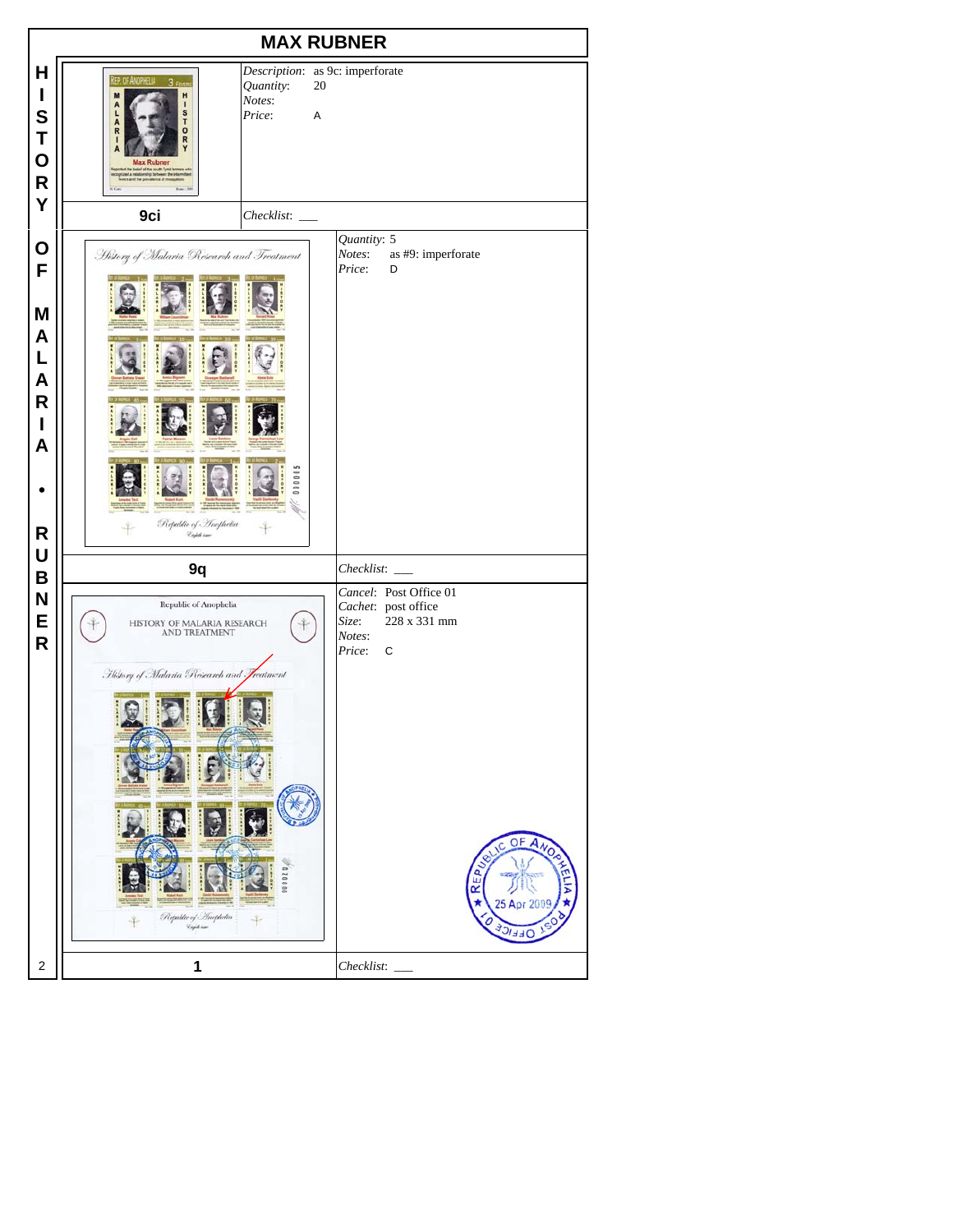# MAX RUBNER

HISTORY OF MALARIA • RUBNER

| | |
|---|---|
| | *Description*: as 9c: imperforate<br>*Quantity*: 20<br>*Notes*:<br>*Price*: A |
| **9ci** | *Checklist*: ___ |
| | *Quantity*: 5<br>*Notes*: as #9: imperforate<br>*Price*: D |
| **9q** | *Checklist*: ___ |
| | *Cancel*: Post Office 01<br>*Cachet*: post office<br>*Size*: 228 x 331 mm<br>*Notes*:<br>*Price*: C |
| **1** | *Checklist*: ___ |